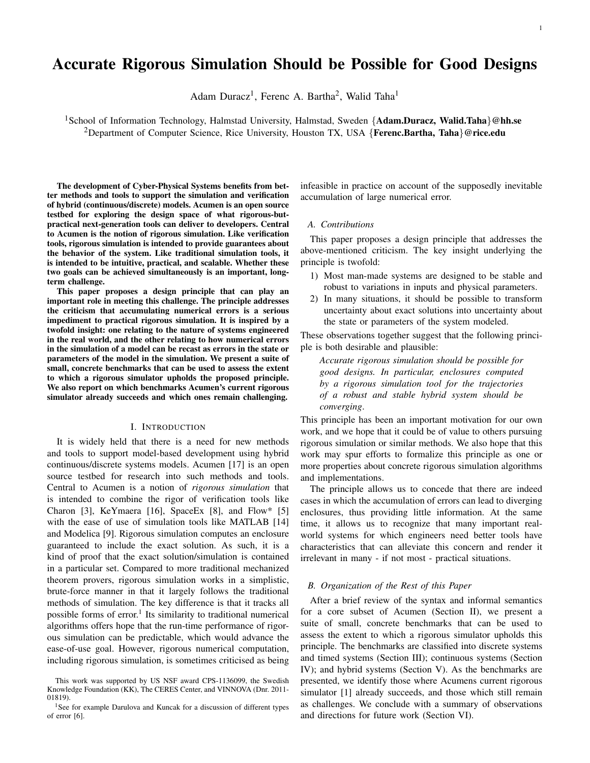# Accurate Rigorous Simulation Should be Possible for Good Designs

Adam Duracz[1], Ferenc A. Bartha[2], Walid Taha[1]

[1]School of Information Technology, Halmstad University, Halmstad, Sweden {**Adam.Duracz, Walid.Taha**}@**hh.se**
[2]Department of Computer Science, Rice University, Houston TX, USA {**Ferenc.Bartha, Taha**}@**rice.edu**

**The development of Cyber-Physical Systems benefits from better methods and tools to support the simulation and verification of hybrid (continuous/discrete) models. Acumen is an open source testbed for exploring the design space of what rigorous-but-practical next-generation tools can deliver to developers. Central to Acumen is the notion of rigorous simulation. Like verification tools, rigorous simulation is intended to provide guarantees about the behavior of the system. Like traditional simulation tools, it is intended to be intuitive, practical, and scalable. Whether these two goals can be achieved simultaneously is an important, long-term challenge.**

**This paper proposes a design principle that can play an important role in meeting this challenge. The principle addresses the criticism that accumulating numerical errors is a serious impediment to practical rigorous simulation. It is inspired by a twofold insight: one relating to the nature of systems engineered in the real world, and the other relating to how numerical errors in the simulation of a model can be recast as errors in the state or parameters of the model in the simulation. We present a suite of small, concrete benchmarks that can be used to assess the extent to which a rigorous simulator upholds the proposed principle. We also report on which benchmarks Acumen's current rigorous simulator already succeeds and which ones remain challenging.**

## I. Introduction

It is widely held that there is a need for new methods and tools to support model-based development using hybrid continuous/discrete systems models. Acumen [17] is an open source testbed for research into such methods and tools. Central to Acumen is a notion of *rigorous simulation* that is intended to combine the rigor of verification tools like Charon [3], KeYmaera [16], SpaceEx [8], and Flow* [5] with the ease of use of simulation tools like MATLAB [14] and Modelica [9]. Rigorous simulation computes an enclosure guaranteed to include the exact solution. As such, it is a kind of proof that the exact solution/simulation is contained in a particular set. Compared to more traditional mechanized theorem provers, rigorous simulation works in a simplistic, brute-force manner in that it largely follows the traditional methods of simulation. The key difference is that it tracks all possible forms of error.[1] Its similarity to traditional numerical algorithms offers hope that the run-time performance of rigorous simulation can be predictable, which would advance the ease-of-use goal. However, rigorous numerical computation, including rigorous simulation, is sometimes criticised as being infeasible in practice on account of the supposedly inevitable accumulation of large numerical error.

### A. Contributions

This paper proposes a design principle that addresses the above-mentioned criticism. The key insight underlying the principle is twofold:

1) Most man-made systems are designed to be stable and robust to variations in inputs and physical parameters.
2) In many situations, it should be possible to transform uncertainty about exact solutions into uncertainty about the state or parameters of the system modeled.

These observations together suggest that the following principle is both desirable and plausible:

> *Accurate rigorous simulation should be possible for good designs. In particular, enclosures computed by a rigorous simulation tool for the trajectories of a robust and stable hybrid system should be converging.*

This principle has been an important motivation for our own work, and we hope that it could be of value to others pursuing rigorous simulation or similar methods. We also hope that this work may spur efforts to formalize this principle as one or more properties about concrete rigorous simulation algorithms and implementations.

The principle allows us to concede that there are indeed cases in which the accumulation of errors can lead to diverging enclosures, thus providing little information. At the same time, it allows us to recognize that many important real-world systems for which engineers need better tools have characteristics that can alleviate this concern and render it irrelevant in many - if not most - practical situations.

### B. Organization of the Rest of this Paper

After a brief review of the syntax and informal semantics for a core subset of Acumen (Section II), we present a suite of small, concrete benchmarks that can be used to assess the extent to which a rigorous simulator upholds this principle. The benchmarks are classified into discrete systems and timed systems (Section III); continuous systems (Section IV); and hybrid systems (Section V). As the benchmarks are presented, we identify those where Acumens current rigorous simulator [1] already succeeds, and those which still remain as challenges. We conclude with a summary of observations and directions for future work (Section VI).

This work was supported by US NSF award CPS-1136099, the Swedish Knowledge Foundation (KK), The CERES Center, and VINNOVA (Dnr. 2011-01819).

[1]See for example Darulova and Kuncak for a discussion of different types of error [6].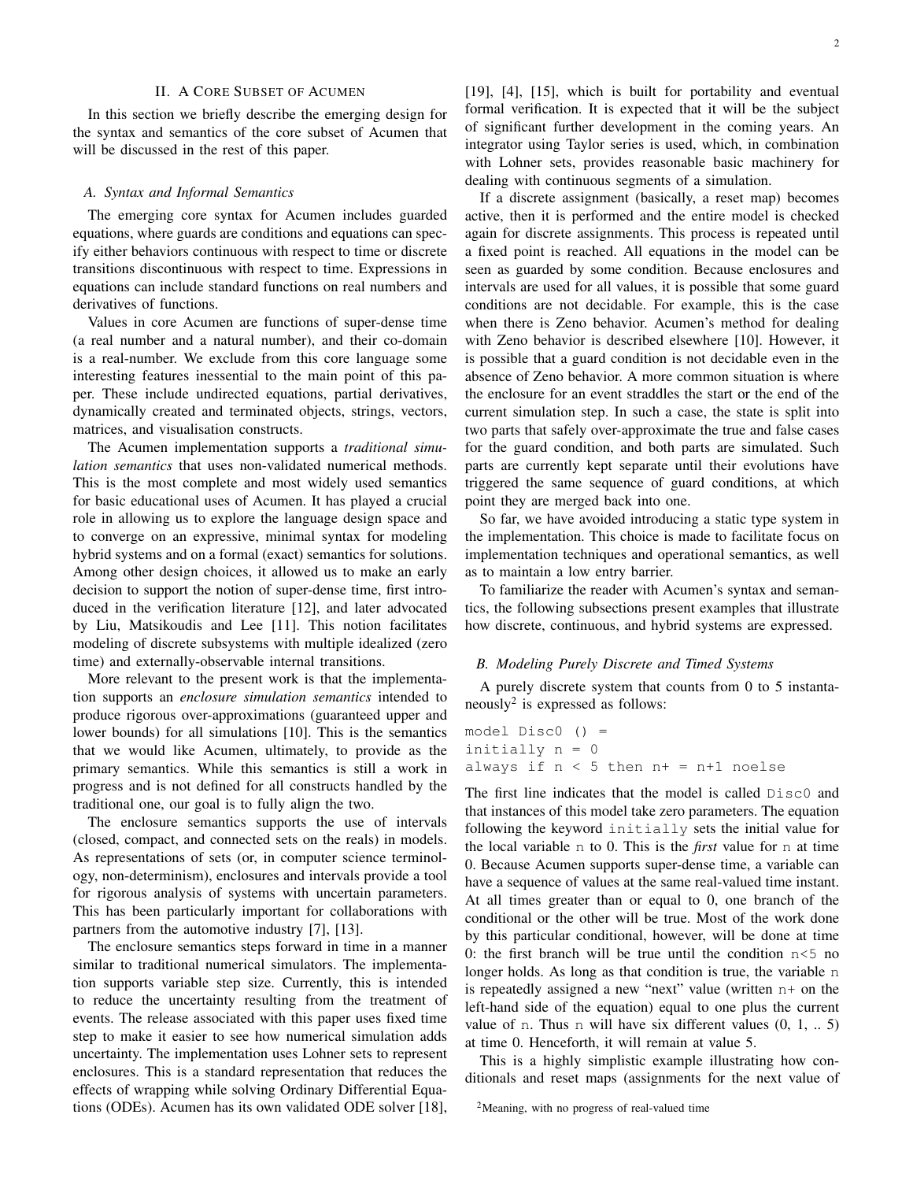## II. A Core Subset of Acumen

In this section we briefly describe the emerging design for the syntax and semantics of the core subset of Acumen that will be discussed in the rest of this paper.

### A. Syntax and Informal Semantics

The emerging core syntax for Acumen includes guarded equations, where guards are conditions and equations can specify either behaviors continuous with respect to time or discrete transitions discontinuous with respect to time. Expressions in equations can include standard functions on real numbers and derivatives of functions.

Values in core Acumen are functions of super-dense time (a real number and a natural number), and their co-domain is a real-number. We exclude from this core language some interesting features inessential to the main point of this paper. These include undirected equations, partial derivatives, dynamically created and terminated objects, strings, vectors, matrices, and visualisation constructs.

The Acumen implementation supports a *traditional simulation semantics* that uses non-validated numerical methods. This is the most complete and most widely used semantics for basic educational uses of Acumen. It has played a crucial role in allowing us to explore the language design space and to converge on an expressive, minimal syntax for modeling hybrid systems and on a formal (exact) semantics for solutions. Among other design choices, it allowed us to make an early decision to support the notion of super-dense time, first introduced in the verification literature [12], and later advocated by Liu, Matsikoudis and Lee [11]. This notion facilitates modeling of discrete subsystems with multiple idealized (zero time) and externally-observable internal transitions.

More relevant to the present work is that the implementation supports an *enclosure simulation semantics* intended to produce rigorous over-approximations (guaranteed upper and lower bounds) for all simulations [10]. This is the semantics that we would like Acumen, ultimately, to provide as the primary semantics. While this semantics is still a work in progress and is not defined for all constructs handled by the traditional one, our goal is to fully align the two.

The enclosure semantics supports the use of intervals (closed, compact, and connected sets on the reals) in models. As representations of sets (or, in computer science terminology, non-determinism), enclosures and intervals provide a tool for rigorous analysis of systems with uncertain parameters. This has been particularly important for collaborations with partners from the automotive industry [7], [13].

The enclosure semantics steps forward in time in a manner similar to traditional numerical simulators. The implementation supports variable step size. Currently, this is intended to reduce the uncertainty resulting from the treatment of events. The release associated with this paper uses fixed time step to make it easier to see how numerical simulation adds uncertainty. The implementation uses Lohner sets to represent enclosures. This is a standard representation that reduces the effects of wrapping while solving Ordinary Differential Equations (ODEs). Acumen has its own validated ODE solver [18], [19], [4], [15], which is built for portability and eventual formal verification. It is expected that it will be the subject of significant further development in the coming years. An integrator using Taylor series is used, which, in combination with Lohner sets, provides reasonable basic machinery for dealing with continuous segments of a simulation.

If a discrete assignment (basically, a reset map) becomes active, then it is performed and the entire model is checked again for discrete assignments. This process is repeated until a fixed point is reached. All equations in the model can be seen as guarded by some condition. Because enclosures and intervals are used for all values, it is possible that some guard conditions are not decidable. For example, this is the case when there is Zeno behavior. Acumen's method for dealing with Zeno behavior is described elsewhere [10]. However, it is possible that a guard condition is not decidable even in the absence of Zeno behavior. A more common situation is where the enclosure for an event straddles the start or the end of the current simulation step. In such a case, the state is split into two parts that safely over-approximate the true and false cases for the guard condition, and both parts are simulated. Such parts are currently kept separate until their evolutions have triggered the same sequence of guard conditions, at which point they are merged back into one.

So far, we have avoided introducing a static type system in the implementation. This choice is made to facilitate focus on implementation techniques and operational semantics, as well as to maintain a low entry barrier.

To familiarize the reader with Acumen's syntax and semantics, the following subsections present examples that illustrate how discrete, continuous, and hybrid systems are expressed.

### B. Modeling Purely Discrete and Timed Systems

A purely discrete system that counts from 0 to 5 instantaneously[2] is expressed as follows:

```
model Disc0 () =
initially n = 0
always if n < 5 then n+ = n+1 noelse
```

The first line indicates that the model is called `Disc0` and that instances of this model take zero parameters. The equation following the keyword `initially` sets the initial value for the local variable `n` to 0. This is the *first* value for `n` at time 0. Because Acumen supports super-dense time, a variable can have a sequence of values at the same real-valued time instant. At all times greater than or equal to 0, one branch of the conditional or the other will be true. Most of the work done by this particular conditional, however, will be done at time 0: the first branch will be true until the condition `n<5` no longer holds. As long as that condition is true, the variable `n` is repeatedly assigned a new "next" value (written `n+` on the left-hand side of the equation) equal to one plus the current value of `n`. Thus `n` will have six different values (0, 1, .. 5) at time 0. Henceforth, it will remain at value 5.

This is a highly simplistic example illustrating how conditionals and reset maps (assignments for the next value of

[2] Meaning, with no progress of real-valued time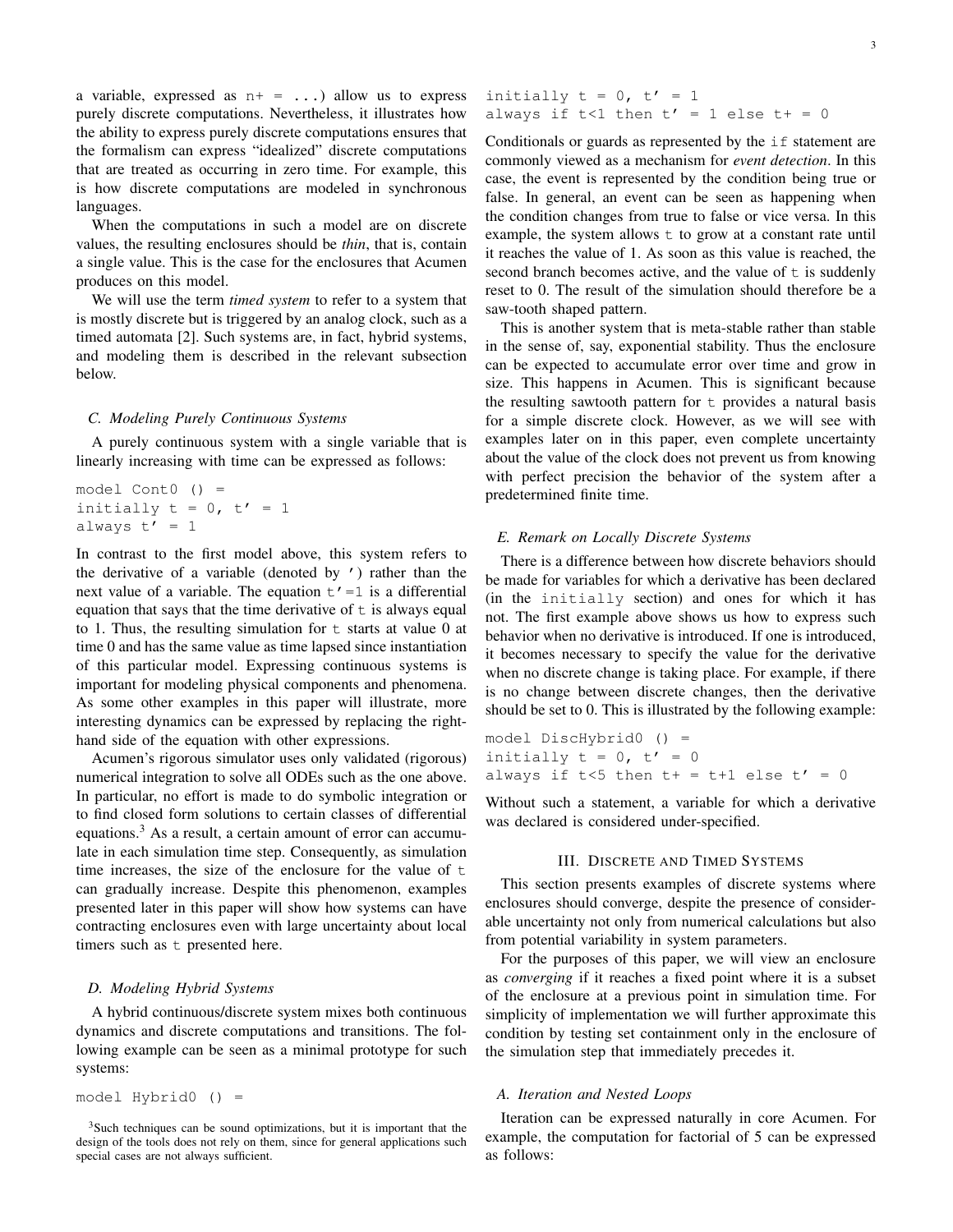a variable, expressed as `n+ = ...`) allow us to express purely discrete computations. Nevertheless, it illustrates how the ability to express purely discrete computations ensures that the formalism can express "idealized" discrete computations that are treated as occurring in zero time. For example, this is how discrete computations are modeled in synchronous languages.

When the computations in such a model are on discrete values, the resulting enclosures should be *thin*, that is, contain a single value. This is the case for the enclosures that Acumen produces on this model.

We will use the term *timed system* to refer to a system that is mostly discrete but is triggered by an analog clock, such as a timed automata [2]. Such systems are, in fact, hybrid systems, and modeling them is described in the relevant subsection below.

### C. Modeling Purely Continuous Systems

A purely continuous system with a single variable that is linearly increasing with time can be expressed as follows:

```
model Cont0 () =
initially t = 0, t' = 1
always t' = 1
```

In contrast to the first model above, this system refers to the derivative of a variable (denoted by `'`) rather than the next value of a variable. The equation `t'=1` is a differential equation that says that the time derivative of `t` is always equal to 1. Thus, the resulting simulation for `t` starts at value 0 at time 0 and has the same value as time lapsed since instantiation of this particular model. Expressing continuous systems is important for modeling physical components and phenomena. As some other examples in this paper will illustrate, more interesting dynamics can be expressed by replacing the right-hand side of the equation with other expressions.

Acumen's rigorous simulator uses only validated (rigorous) numerical integration to solve all ODEs such as the one above. In particular, no effort is made to do symbolic integration or to find closed form solutions to certain classes of differential equations.[3] As a result, a certain amount of error can accumulate in each simulation time step. Consequently, as simulation time increases, the size of the enclosure for the value of `t` can gradually increase. Despite this phenomenon, examples presented later in this paper will show how systems can have contracting enclosures even with large uncertainty about local timers such as `t` presented here.

### D. Modeling Hybrid Systems

A hybrid continuous/discrete system mixes both continuous dynamics and discrete computations and transitions. The following example can be seen as a minimal prototype for such systems:

```
model Hybrid0 () =
initially t = 0, t' = 1
always if t<1 then t' = 1 else t+ = 0
```

Conditionals or guards as represented by the `if` statement are commonly viewed as a mechanism for *event detection*. In this case, the event is represented by the condition being true or false. In general, an event can be seen as happening when the condition changes from true to false or vice versa. In this example, the system allows `t` to grow at a constant rate until it reaches the value of 1. As soon as this value is reached, the second branch becomes active, and the value of `t` is suddenly reset to 0. The result of the simulation should therefore be a saw-tooth shaped pattern.

This is another system that is meta-stable rather than stable in the sense of, say, exponential stability. Thus the enclosure can be expected to accumulate error over time and grow in size. This happens in Acumen. This is significant because the resulting sawtooth pattern for `t` provides a natural basis for a simple discrete clock. However, as we will see with examples later on in this paper, even complete uncertainty about the value of the clock does not prevent us from knowing with perfect precision the behavior of the system after a predetermined finite time.

### E. Remark on Locally Discrete Systems

There is a difference between how discrete behaviors should be made for variables for which a derivative has been declared (in the `initially` section) and ones for which it has not. The first example above shows us how to express such behavior when no derivative is introduced. If one is introduced, it becomes necessary to specify the value for the derivative when no discrete change is taking place. For example, if there is no change between discrete changes, then the derivative should be set to 0. This is illustrated by the following example:

```
model DiscHybrid0 () =
initially t = 0, t' = 0
always if t<5 then t+ = t+1 else t' = 0
```

Without such a statement, a variable for which a derivative was declared is considered under-specified.

## III. Discrete and Timed Systems

This section presents examples of discrete systems where enclosures should converge, despite the presence of considerable uncertainty not only from numerical calculations but also from potential variability in system parameters.

For the purposes of this paper, we will view an enclosure as *converging* if it reaches a fixed point where it is a subset of the enclosure at a previous point in simulation time. For simplicity of implementation we will further approximate this condition by testing set containment only in the enclosure of the simulation step that immediately precedes it.

### A. Iteration and Nested Loops

Iteration can be expressed naturally in core Acumen. For example, the computation for factorial of 5 can be expressed as follows:

[3]Such techniques can be sound optimizations, but it is important that the design of the tools does not rely on them, since for general applications such special cases are not always sufficient.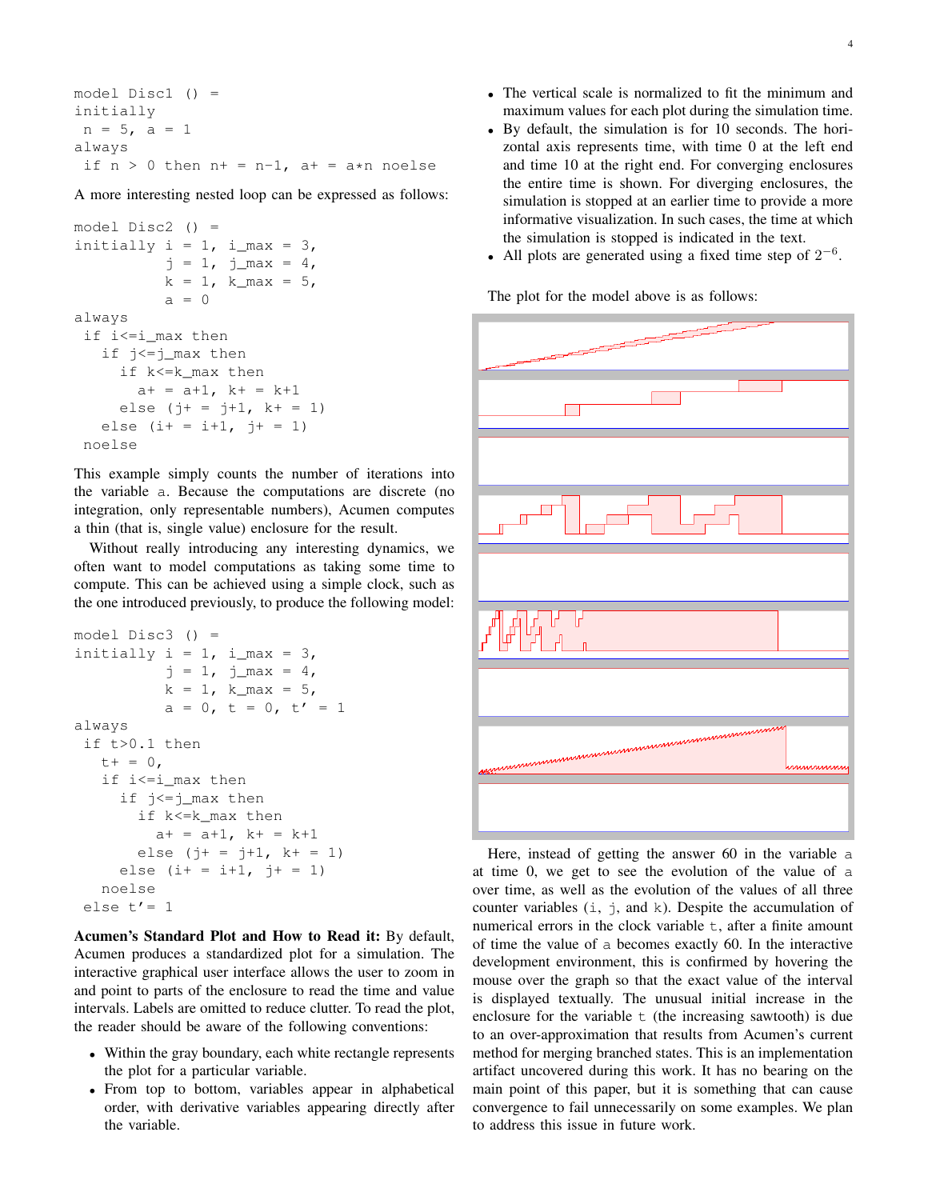```
model Disc1 () =
initially
 n = 5, a = 1
always
 if n > 0 then n+ = n-1, a+ = a*n noelse
```

A more interesting nested loop can be expressed as follows:

```
model Disc2 () =
initially i = 1, i_max = 3,
          j = 1, j_max = 4,
          k = 1, k_max = 5,
          a = 0
always
 if i<=i_max then
   if j<=j_max then
     if k<=k_max then
       a+ = a+1, k+ = k+1
     else (j+ = j+1, k+ = 1)
   else (i+ = i+1, j+ = 1)
 noelse
```

This example simply counts the number of iterations into the variable a. Because the computations are discrete (no integration, only representable numbers), Acumen computes a thin (that is, single value) enclosure for the result.

Without really introducing any interesting dynamics, we often want to model computations as taking some time to compute. This can be achieved using a simple clock, such as the one introduced previously, to produce the following model:

```
model Disc3 () =
initially i = 1, i_max = 3,
          j = 1, j_max = 4,
          k = 1, k_max = 5,
          a = 0, t = 0, t' = 1
always
 if t>0.1 then
   t+ = 0,
   if i<=i_max then
     if j<=j_max then
       if k<=k_max then
         a+ = a+1, k+ = k+1
       else (j+ = j+1, k+ = 1)
     else (i+ = i+1, j+ = 1)
   noelse
 else t'= 1
```

**Acumen's Standard Plot and How to Read it:** By default, Acumen produces a standardized plot for a simulation. The interactive graphical user interface allows the user to zoom in and point to parts of the enclosure to read the time and value intervals. Labels are omitted to reduce clutter. To read the plot, the reader should be aware of the following conventions:

- Within the gray boundary, each white rectangle represents the plot for a particular variable.
- From top to bottom, variables appear in alphabetical order, with derivative variables appearing directly after the variable.
- The vertical scale is normalized to fit the minimum and maximum values for each plot during the simulation time.
- By default, the simulation is for 10 seconds. The horizontal axis represents time, with time 0 at the left end and time 10 at the right end. For converging enclosures the entire time is shown. For diverging enclosures, the simulation is stopped at an earlier time to provide a more informative visualization. In such cases, the time at which the simulation is stopped is indicated in the text.
- All plots are generated using a fixed time step of $2^{-6}$.

The plot for the model above is as follows:

Here, instead of getting the answer 60 in the variable a at time 0, we get to see the evolution of the value of a over time, as well as the evolution of the values of all three counter variables (i, j, and k). Despite the accumulation of numerical errors in the clock variable t, after a finite amount of time the value of a becomes exactly 60. In the interactive development environment, this is confirmed by hovering the mouse over the graph so that the exact value of the interval is displayed textually. The unusual initial increase in the enclosure for the variable t (the increasing sawtooth) is due to an over-approximation that results from Acumen's current method for merging branched states. This is an implementation artifact uncovered during this work. It has no bearing on the main point of this paper, but it is something that can cause convergence to fail unnecessarily on some examples. We plan to address this issue in future work.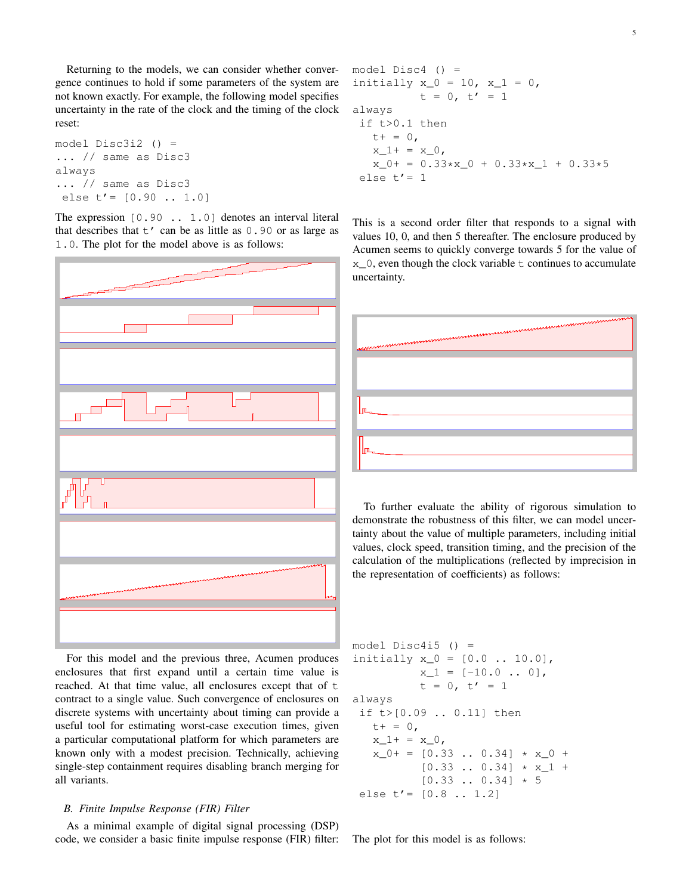Returning to the models, we can consider whether convergence continues to hold if some parameters of the system are not known exactly. For example, the following model specifies uncertainty in the rate of the clock and the timing of the clock reset:

```
model Disc3i2 () =
... // same as Disc3
always
... // same as Disc3
 else t'= [0.90 .. 1.0]
```

The expression `[0.90 .. 1.0]` denotes an interval literal that describes that `t'` can be as little as `0.90` or as large as `1.0`. The plot for the model above is as follows:

For this model and the previous three, Acumen produces enclosures that first expand until a certain time value is reached. At that time value, all enclosures except that of `t` contract to a single value. Such convergence of enclosures on discrete systems with uncertainty about timing can provide a useful tool for estimating worst-case execution times, given a particular computational platform for which parameters are known only with a modest precision. Technically, achieving single-step containment requires disabling branch merging for all variants.

### *B. Finite Impulse Response (FIR) Filter*

As a minimal example of digital signal processing (DSP) code, we consider a basic finite impulse response (FIR) filter:

```
model Disc4 () =
initially x_0 = 10, x_1 = 0,
          t = 0, t' = 1
always
 if t>0.1 then
   t+ = 0,
   x_1+ = x_0,
   x_0+ = 0.33*x_0 + 0.33*x_1 + 0.33*5
 else t'= 1
```

This is a second order filter that responds to a signal with values 10, 0, and then 5 thereafter. The enclosure produced by Acumen seems to quickly converge towards 5 for the value of `x_0`, even though the clock variable `t` continues to accumulate uncertainty.

To further evaluate the ability of rigorous simulation to demonstrate the robustness of this filter, we can model uncertainty about the value of multiple parameters, including initial values, clock speed, transition timing, and the precision of the calculation of the multiplications (reflected by imprecision in the representation of coefficients) as follows:

```
model Disc4i5 () =
initially x_0 = [0.0 .. 10.0],
          x_1 = [-10.0 .. 0],
          t = 0, t' = 1
always
 if t>[0.09 .. 0.11] then
   t+ = 0,
   x_1+ = x_0,
   x_0+ = [0.33 .. 0.34] * x_0 +
          [0.33 .. 0.34] * x_1 +
          [0.33 .. 0.34] * 5
 else t'= [0.8 .. 1.2]
```

The plot for this model is as follows: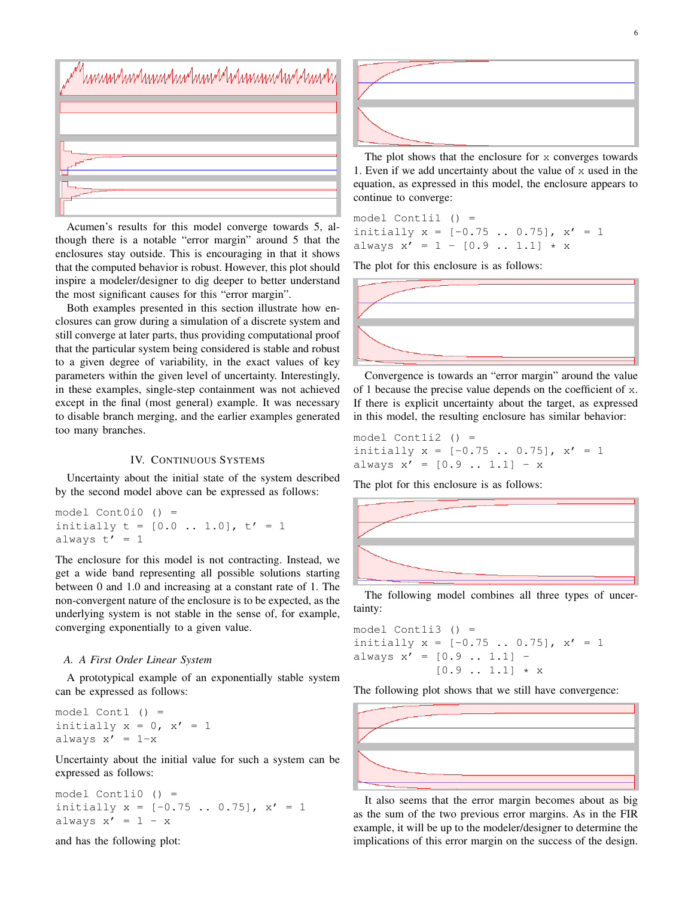Acumen's results for this model converge towards 5, although there is a notable "error margin" around 5 that the enclosures stay outside. This is encouraging in that it shows that the computed behavior is robust. However, this plot should inspire a modeler/designer to dig deeper to better understand the most significant causes for this "error margin".

Both examples presented in this section illustrate how enclosures can grow during a simulation of a discrete system and still converge at later parts, thus providing computational proof that the particular system being considered is stable and robust to a given degree of variability, in the exact values of key parameters within the given level of uncertainty. Interestingly, in these examples, single-step containment was not achieved except in the final (most general) example. It was necessary to disable branch merging, and the earlier examples generated too many branches.

## IV. Continuous Systems

Uncertainty about the initial state of the system described by the second model above can be expressed as follows:

```
model Cont0i0 () =
initially t = [0.0 .. 1.0], t' = 1
always t' = 1
```

The enclosure for this model is not contracting. Instead, we get a wide band representing all possible solutions starting between 0 and 1.0 and increasing at a constant rate of 1. The non-convergent nature of the enclosure is to be expected, as the underlying system is not stable in the sense of, for example, converging exponentially to a given value.

### A. A First Order Linear System

A prototypical example of an exponentially stable system can be expressed as follows:

```
model Cont1 () =
initially x = 0, x' = 1
always x' = 1-x
```

Uncertainty about the initial value for such a system can be expressed as follows:

```
model Cont1i0 () =
initially x = [-0.75 .. 0.75], x' = 1
always x' = 1 - x
```

and has the following plot:

The plot shows that the enclosure for x converges towards 1. Even if we add uncertainty about the value of x used in the equation, as expressed in this model, the enclosure appears to continue to converge:

```
model Cont1i1 () =
initially x = [-0.75 .. 0.75], x' = 1
always x' = 1 - [0.9 .. 1.1] * x
```

The plot for this enclosure is as follows:

Convergence is towards an "error margin" around the value of 1 because the precise value depends on the coefficient of x. If there is explicit uncertainty about the target, as expressed in this model, the resulting enclosure has similar behavior:

```
model Cont1i2 () =
initially x = [-0.75 .. 0.75], x' = 1
always x' = [0.9 .. 1.1] - x
```

The plot for this enclosure is as follows:

The following model combines all three types of uncertainty:

```
model Cont1i3 () =
initially x = [-0.75 .. 0.75], x' = 1
always x' = [0.9 .. 1.1] -
            [0.9 .. 1.1] * x
```

The following plot shows that we still have convergence:

It also seems that the error margin becomes about as big as the sum of the two previous error margins. As in the FIR example, it will be up to the modeler/designer to determine the implications of this error margin on the success of the design.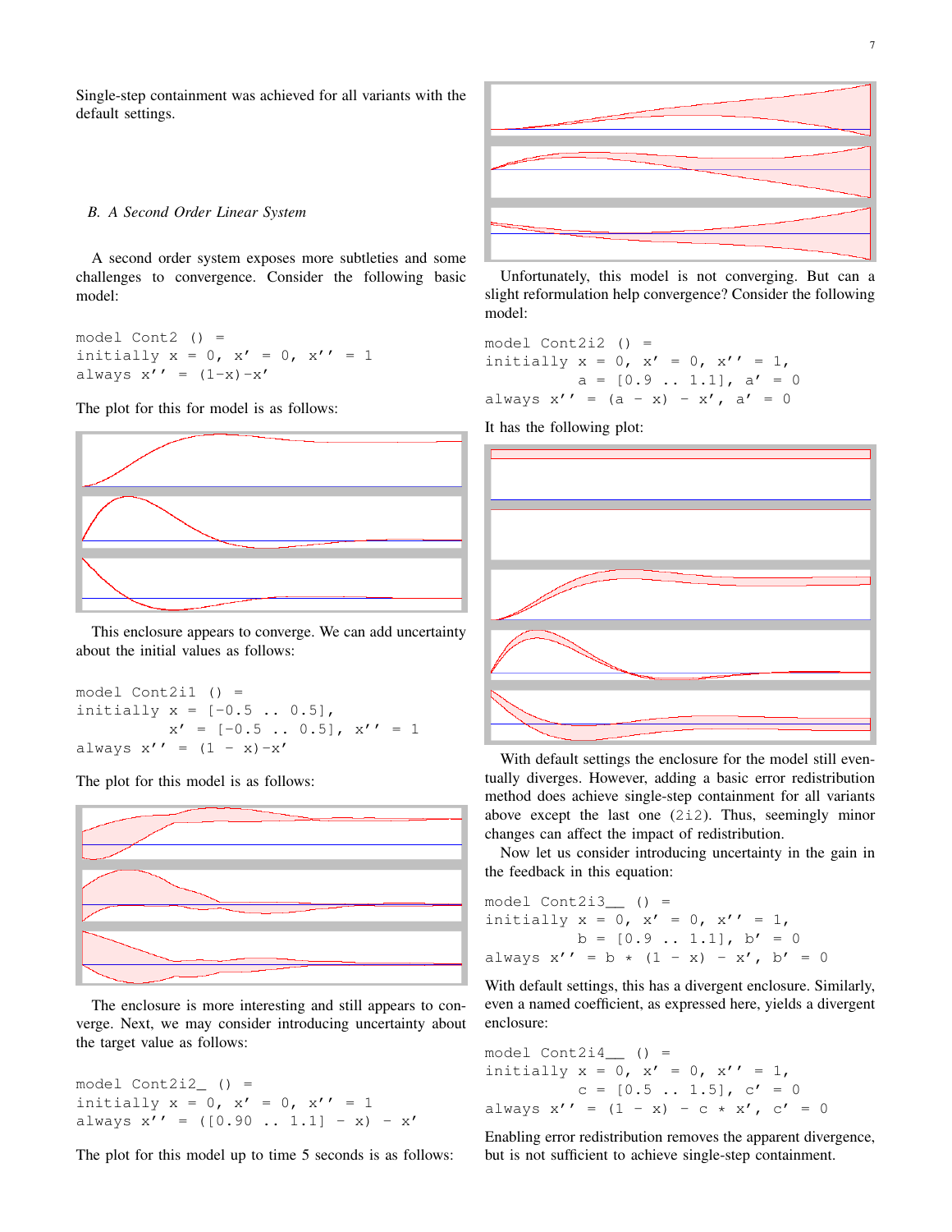Single-step containment was achieved for all variants with the default settings.

### B. A Second Order Linear System

A second order system exposes more subtleties and some challenges to convergence. Consider the following basic model:

```
model Cont2 () =
initially x = 0, x' = 0, x'' = 1
always x'' = (1-x)-x'
```

The plot for this for model is as follows:

This enclosure appears to converge. We can add uncertainty about the initial values as follows:

```
model Cont2i1 () =
initially x = [-0.5 .. 0.5],
          x' = [-0.5 .. 0.5], x'' = 1
always x'' = (1 - x)-x'
```

The plot for this model is as follows:

The enclosure is more interesting and still appears to converge. Next, we may consider introducing uncertainty about the target value as follows:

```
model Cont2i2_ () =
initially x = 0, x' = 0, x'' = 1
always x'' = ([0.90 .. 1.1] - x) - x'
```

The plot for this model up to time 5 seconds is as follows:

Unfortunately, this model is not converging. But can a slight reformulation help convergence? Consider the following model:

```
model Cont2i2 () =
initially x = 0, x' = 0, x'' = 1,
          a = [0.9 .. 1.1], a' = 0
always x'' = (a - x) - x', a' = 0
```

It has the following plot:

With default settings the enclosure for the model still eventually diverges. However, adding a basic error redistribution method does achieve single-step containment for all variants above except the last one (2i2). Thus, seemingly minor changes can affect the impact of redistribution.

Now let us consider introducing uncertainty in the gain in the feedback in this equation:

```
model Cont2i3__ () =
initially x = 0, x' = 0, x'' = 1,
          b = [0.9 .. 1.1], b' = 0
always x'' = b * (1 - x) - x', b' = 0
```

With default settings, this has a divergent enclosure. Similarly, even a named coefficient, as expressed here, yields a divergent enclosure:

```
model Cont2i4__ () =
initially x = 0, x' = 0, x'' = 1,
          c = [0.5 .. 1.5], c' = 0
always x'' = (1 - x) - c * x', c' = 0
```

Enabling error redistribution removes the apparent divergence, but is not sufficient to achieve single-step containment.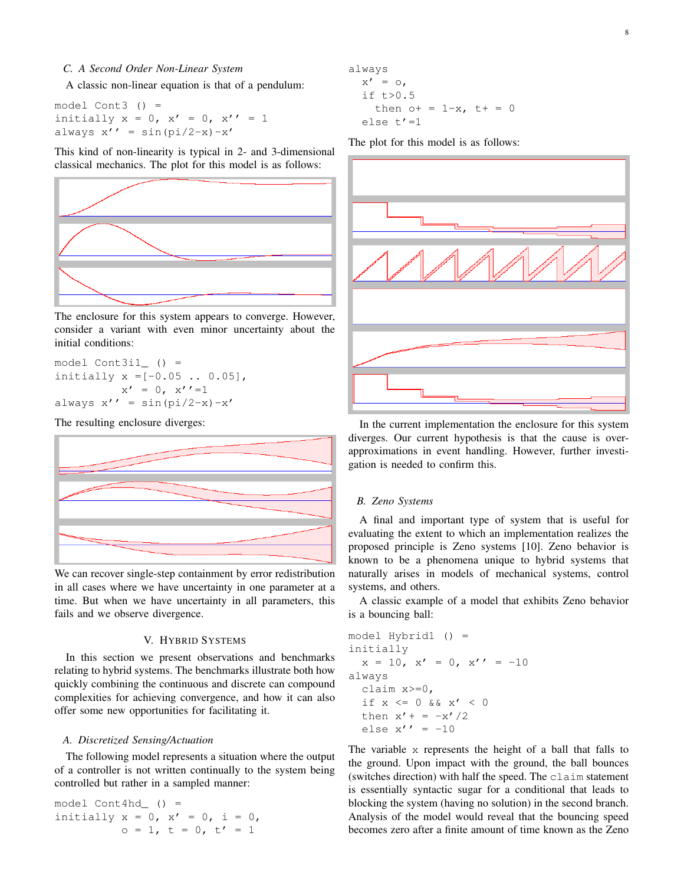### C. A Second Order Non-Linear System

A classic non-linear equation is that of a pendulum:

```
model Cont3 () =
initially x = 0, x' = 0, x'' = 1
always x'' = sin(pi/2-x)-x'
```

This kind of non-linearity is typical in 2- and 3-dimensional classical mechanics. The plot for this model is as follows:

The enclosure for this system appears to converge. However, consider a variant with even minor uncertainty about the initial conditions:

```
model Cont3i1_ () =
initially x =[-0.05 .. 0.05],
          x' = 0, x''=1
always x'' = sin(pi/2-x)-x'
```

The resulting enclosure diverges:

We can recover single-step containment by error redistribution in all cases where we have uncertainty in one parameter at a time. But when we have uncertainty in all parameters, this fails and we observe divergence.

## V. Hybrid Systems

In this section we present observations and benchmarks relating to hybrid systems. The benchmarks illustrate both how quickly combining the continuous and discrete can compound complexities for achieving convergence, and how it can also offer some new opportunities for facilitating it.

### A. Discretized Sensing/Actuation

The following model represents a situation where the output of a controller is not written continually to the system being controlled but rather in a sampled manner:

```
model Cont4hd_ () =
initially x = 0, x' = 0, i = 0,
          o = 1, t = 0, t' = 1
always
  x' = o,
  if t>0.5
    then o+ = 1-x, t+ = 0
  else t'=1
```

The plot for this model is as follows:

In the current implementation the enclosure for this system diverges. Our current hypothesis is that the cause is over-approximations in event handling. However, further investigation is needed to confirm this.

### B. Zeno Systems

A final and important type of system that is useful for evaluating the extent to which an implementation realizes the proposed principle is Zeno systems [10]. Zeno behavior is known to be a phenomena unique to hybrid systems that naturally arises in models of mechanical systems, control systems, and others.

A classic example of a model that exhibits Zeno behavior is a bouncing ball:

```
model Hybrid1 () =
initially
  x = 10, x' = 0, x'' = -10
always
  claim x>=0,
  if x <= 0 && x' < 0
  then x'+ = -x'/2
  else x'' = -10
```

The variable x represents the height of a ball that falls to the ground. Upon impact with the ground, the ball bounces (switches direction) with half the speed. The claim statement is essentially syntactic sugar for a conditional that leads to blocking the system (having no solution) in the second branch. Analysis of the model would reveal that the bouncing speed becomes zero after a finite amount of time known as the Zeno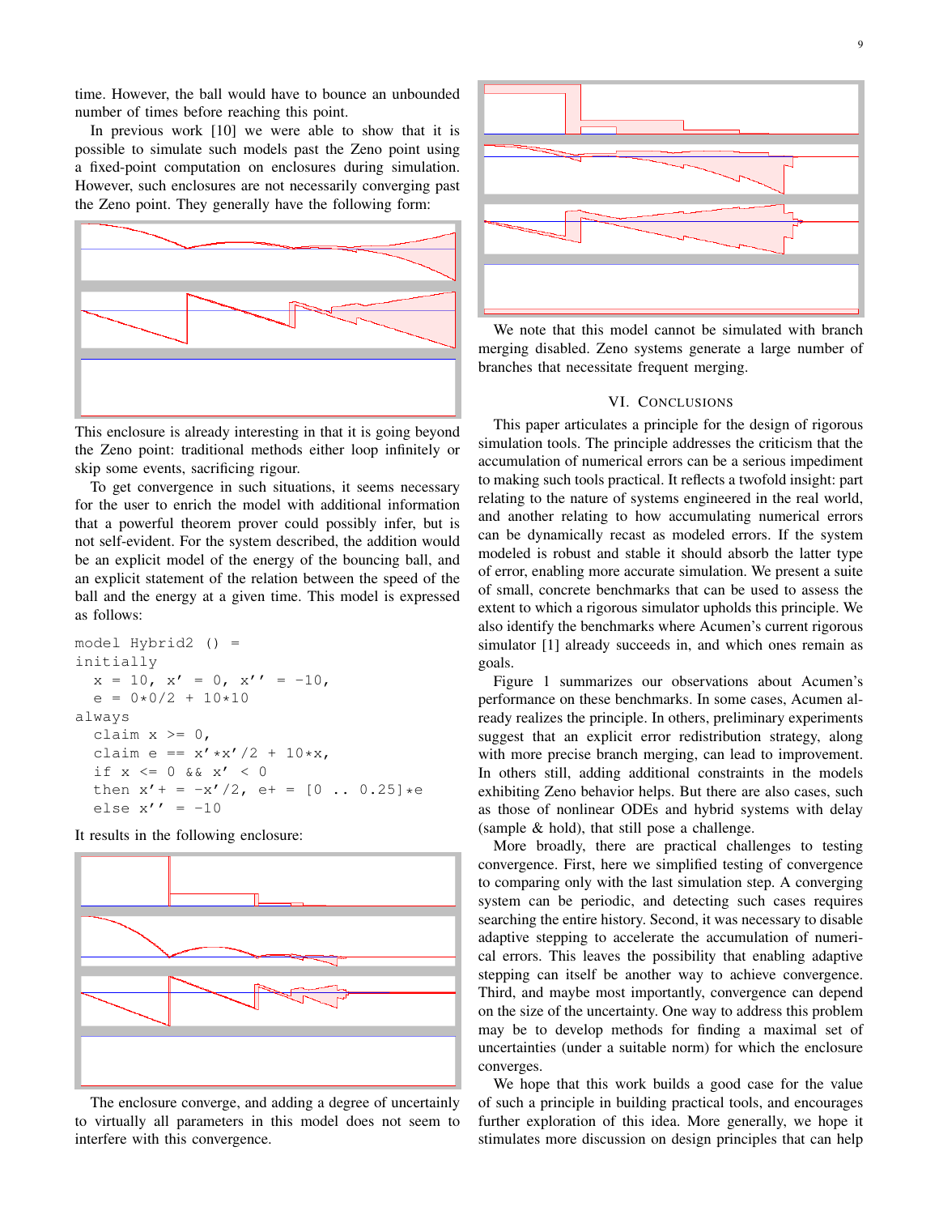time. However, the ball would have to bounce an unbounded number of times before reaching this point.

In previous work [10] we were able to show that it is possible to simulate such models past the Zeno point using a fixed-point computation on enclosures during simulation. However, such enclosures are not necessarily converging past the Zeno point. They generally have the following form:

This enclosure is already interesting in that it is going beyond the Zeno point: traditional methods either loop infinitely or skip some events, sacrificing rigour.

To get convergence in such situations, it seems necessary for the user to enrich the model with additional information that a powerful theorem prover could possibly infer, but is not self-evident. For the system described, the addition would be an explicit model of the energy of the bouncing ball, and an explicit statement of the relation between the speed of the ball and the energy at a given time. This model is expressed as follows:

```
model Hybrid2 () =
initially
  x = 10, x' = 0, x'' = -10,
  e = 0*0/2 + 10*10
always
  claim x >= 0,
  claim e == x'*x'/2 + 10*x,
  if x <= 0 && x' < 0
  then x'+ = -x'/2, e+ = [0 .. 0.25]*e
  else x'' = -10
```

It results in the following enclosure:

The enclosure converge, and adding a degree of uncertainly to virtually all parameters in this model does not seem to interfere with this convergence.

We note that this model cannot be simulated with branch merging disabled. Zeno systems generate a large number of branches that necessitate frequent merging.

## VI. Conclusions

This paper articulates a principle for the design of rigorous simulation tools. The principle addresses the criticism that the accumulation of numerical errors can be a serious impediment to making such tools practical. It reflects a twofold insight: part relating to the nature of systems engineered in the real world, and another relating to how accumulating numerical errors can be dynamically recast as modeled errors. If the system modeled is robust and stable it should absorb the latter type of error, enabling more accurate simulation. We present a suite of small, concrete benchmarks that can be used to assess the extent to which a rigorous simulator upholds this principle. We also identify the benchmarks where Acumen's current rigorous simulator [1] already succeeds in, and which ones remain as goals.

Figure 1 summarizes our observations about Acumen's performance on these benchmarks. In some cases, Acumen already realizes the principle. In others, preliminary experiments suggest that an explicit error redistribution strategy, along with more precise branch merging, can lead to improvement. In others still, adding additional constraints in the models exhibiting Zeno behavior helps. But there are also cases, such as those of nonlinear ODEs and hybrid systems with delay (sample & hold), that still pose a challenge.

More broadly, there are practical challenges to testing convergence. First, here we simplified testing of convergence to comparing only with the last simulation step. A converging system can be periodic, and detecting such cases requires searching the entire history. Second, it was necessary to disable adaptive stepping to accelerate the accumulation of numerical errors. This leaves the possibility that enabling adaptive stepping can itself be another way to achieve convergence. Third, and maybe most importantly, convergence can depend on the size of the uncertainty. One way to address this problem may be to develop methods for finding a maximal set of uncertainties (under a suitable norm) for which the enclosure converges.

We hope that this work builds a good case for the value of such a principle in building practical tools, and encourages further exploration of this idea. More generally, we hope it stimulates more discussion on design principles that can help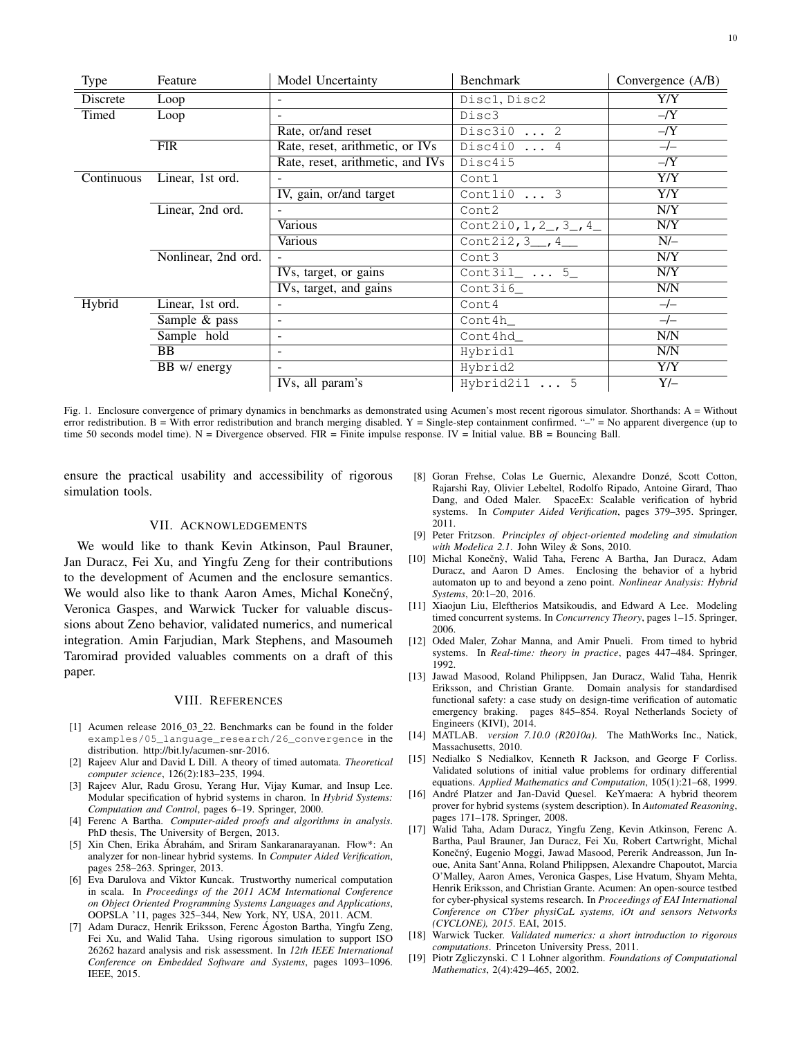| Type | Feature | Model Uncertainty | Benchmark | Convergence (A/B) |
|---|---|---|---|---|
| Discrete | Loop | - | `Disc1, Disc2` | Y/Y |
| Timed | Loop | - | `Disc3` | –/Y |
| | | Rate, or/and reset | `Disc3i0 ... 2` | –/Y |
| | FIR | Rate, reset, arithmetic, or IVs | `Disc4i0 ... 4` | –/– |
| | | Rate, reset, arithmetic, and IVs | `Disc4i5` | –/Y |
| Continuous | Linear, 1st ord. | - | `Cont1` | Y/Y |
| | | IV, gain, or/and target | `Cont1i0 ... 3` | Y/Y |
| | Linear, 2nd ord. | - | `Cont2` | N/Y |
| | | Various | `Cont2i0,1,2_,3_,4_` | N/Y |
| | | Various | `Cont2i2,3__,4__` | N/– |
| | Nonlinear, 2nd ord. | - | `Cont3` | N/Y |
| | | IVs, target, or gains | `Cont3i1_ ... 5_` | N/Y |
| | | IVs, target, and gains | `Cont3i6_` | N/N |
| Hybrid | Linear, 1st ord. | - | `Cont4` | –/– |
| | Sample & pass | - | `Cont4h_` | –/– |
| | Sample hold | - | `Cont4hd_` | N/N |
| | BB | - | `Hybrid1` | N/N |
| | BB w/ energy | - | `Hybrid2` | Y/Y |
| | | IVs, all param's | `Hybrid2i1 ... 5` | Y/– |

Fig. 1. Enclosure convergence of primary dynamics in benchmarks as demonstrated using Acumen's most recent rigorous simulator. Shorthands: A = Without error redistribution. B = With error redistribution and branch merging disabled. Y = Single-step containment confirmed. "–" = No apparent divergence (up to time 50 seconds model time). N = Divergence observed. FIR = Finite impulse response. IV = Initial value. BB = Bouncing Ball.

ensure the practical usability and accessibility of rigorous simulation tools.

## VII. Acknowledgements

We would like to thank Kevin Atkinson, Paul Brauner, Jan Duracz, Fei Xu, and Yingfu Zeng for their contributions to the development of Acumen and the enclosure semantics. We would also like to thank Aaron Ames, Michal Konečný, Veronica Gaspes, and Warwick Tucker for valuable discussions about Zeno behavior, validated numerics, and numerical integration. Amin Farjudian, Mark Stephens, and Masoumeh Taromirad provided valuables comments on a draft of this paper.

## VIII. References

[1] Acumen release 2016_03_22. Benchmarks can be found in the folder `examples/05_language_research/26_convergence` in the distribution. http://bit.ly/acumen-snr-2016.

[2] Rajeev Alur and David L Dill. A theory of timed automata. *Theoretical computer science*, 126(2):183–235, 1994.

[3] Rajeev Alur, Radu Grosu, Yerang Hur, Vijay Kumar, and Insup Lee. Modular specification of hybrid systems in charon. In *Hybrid Systems: Computation and Control*, pages 6–19. Springer, 2000.

[4] Ferenc A Bartha. *Computer-aided proofs and algorithms in analysis*. PhD thesis, The University of Bergen, 2013.

[5] Xin Chen, Erika Ábrahám, and Sriram Sankaranarayanan. Flow*: An analyzer for non-linear hybrid systems. In *Computer Aided Verification*, pages 258–263. Springer, 2013.

[6] Eva Darulova and Viktor Kuncak. Trustworthy numerical computation in scala. In *Proceedings of the 2011 ACM International Conference on Object Oriented Programming Systems Languages and Applications*, OOPSLA '11, pages 325–344, New York, NY, USA, 2011. ACM.

[7] Adam Duracz, Henrik Eriksson, Ferenc Ágoston Bartha, Yingfu Zeng, Fei Xu, and Walid Taha. Using rigorous simulation to support ISO 26262 hazard analysis and risk assessment. In *12th IEEE International Conference on Embedded Software and Systems*, pages 1093–1096. IEEE, 2015.

[8] Goran Frehse, Colas Le Guernic, Alexandre Donzé, Scott Cotton, Rajarshi Ray, Olivier Lebeltel, Rodolfo Ripado, Antoine Girard, Thao Dang, and Oded Maler. SpaceEx: Scalable verification of hybrid systems. In *Computer Aided Verification*, pages 379–395. Springer, 2011.

[9] Peter Fritzson. *Principles of object-oriented modeling and simulation with Modelica 2.1*. John Wiley & Sons, 2010.

[10] Michal Konečný, Walid Taha, Ferenc A Bartha, Jan Duracz, Adam Duracz, and Aaron D Ames. Enclosing the behavior of a hybrid automaton up to and beyond a zeno point. *Nonlinear Analysis: Hybrid Systems*, 20:1–20, 2016.

[11] Xiaojun Liu, Eleftherios Matsikoudis, and Edward A Lee. Modeling timed concurrent systems. In *Concurrency Theory*, pages 1–15. Springer, 2006.

[12] Oded Maler, Zohar Manna, and Amir Pnueli. From timed to hybrid systems. In *Real-time: theory in practice*, pages 447–484. Springer, 1992.

[13] Jawad Masood, Roland Philippsen, Jan Duracz, Walid Taha, Henrik Eriksson, and Christian Grante. Domain analysis for standardised functional safety: a case study on design-time verification of automatic emergency braking. pages 845–854. Royal Netherlands Society of Engineers (KIVI), 2014.

[14] MATLAB. *version 7.10.0 (R2010a)*. The MathWorks Inc., Natick, Massachusetts, 2010.

[15] Nedialko S Nedialkov, Kenneth R Jackson, and George F Corliss. Validated solutions of initial value problems for ordinary differential equations. *Applied Mathematics and Computation*, 105(1):21–68, 1999.

[16] André Platzer and Jan-David Quesel. KeYmaera: A hybrid theorem prover for hybrid systems (system description). In *Automated Reasoning*, pages 171–178. Springer, 2008.

[17] Walid Taha, Adam Duracz, Yingfu Zeng, Kevin Atkinson, Ferenc A. Bartha, Paul Brauner, Jan Duracz, Fei Xu, Robert Cartwright, Michal Konečný, Eugenio Moggi, Jawad Masood, Pererik Andreasson, Jun Inoue, Anita Sant'Anna, Roland Philippsen, Alexandre Chapoutot, Marcia O'Malley, Aaron Ames, Veronica Gaspes, Lise Hvatum, Shyam Mehta, Henrik Eriksson, and Christian Grante. Acumen: An open-source testbed for cyber-physical systems research. In *Proceedings of EAI International Conference on CYber physiCaL systems, iOt and sensors Networks (CYCLONE), 2015*. EAI, 2015.

[18] Warwick Tucker. *Validated numerics: a short introduction to rigorous computations*. Princeton University Press, 2011.

[19] Piotr Zgliczynski. C 1 Lohner algorithm. *Foundations of Computational Mathematics*, 2(4):429–465, 2002.